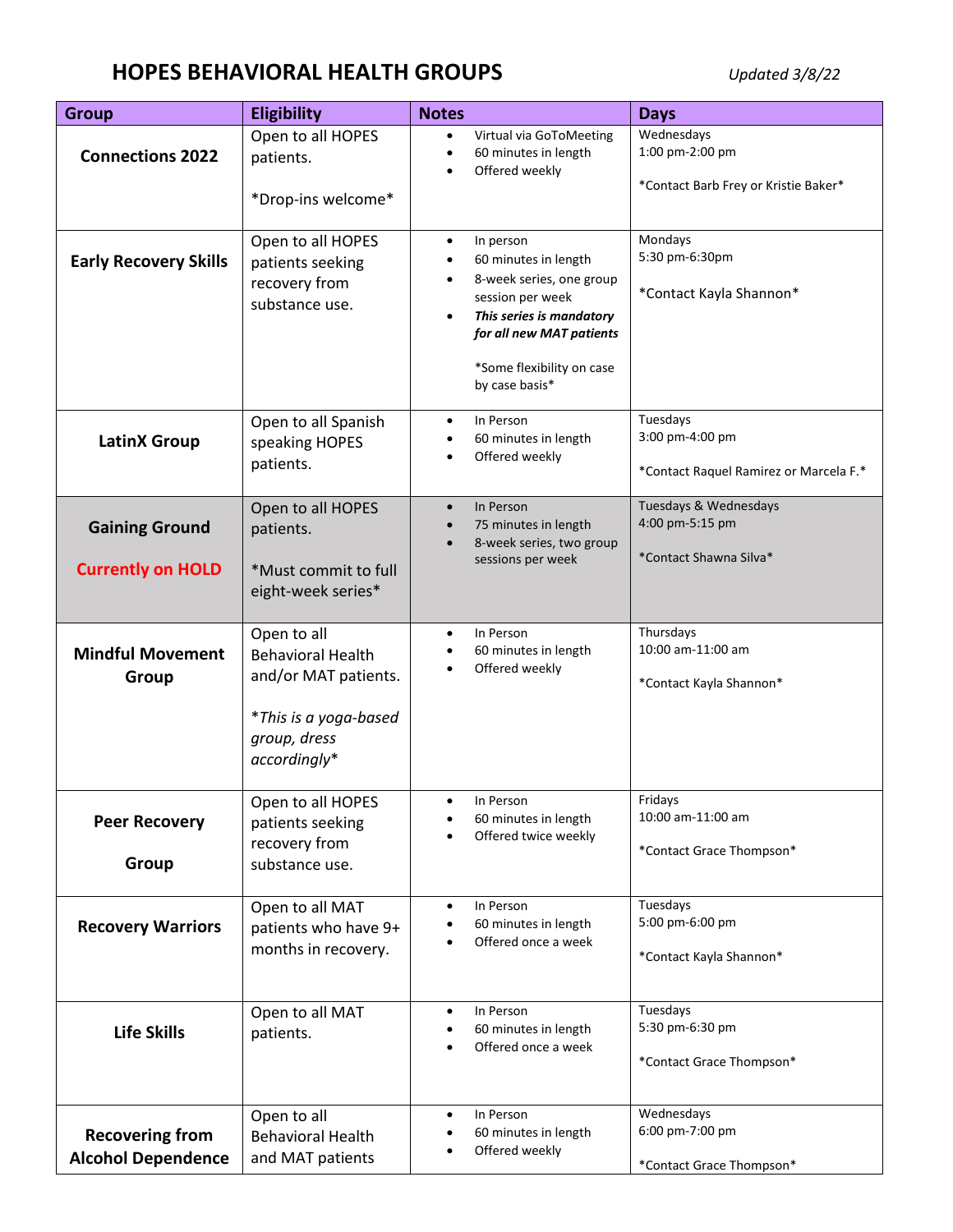# HOPES BEHAVIORAL HEALTH GROUPS

*Updated 3/8/22*

| Group | Eligibility | Notes | Days |
|---|---|---|---|
| **Connections 2022** | Open to all HOPES patients.<br><br>*Drop-ins welcome* | • Virtual via GoToMeeting<br>• 60 minutes in length<br>• Offered weekly | Wednesdays<br>1:00 pm-2:00 pm<br><br>*Contact Barb Frey or Kristie Baker* |
| **Early Recovery Skills** | Open to all HOPES patients seeking recovery from substance use. | • In person<br>• 60 minutes in length<br>• 8-week series, one group session per week<br>• ***This series is mandatory for all new MAT patients***<br><br>*Some flexibility on case by case basis* | Mondays<br>5:30 pm-6:30pm<br><br>*Contact Kayla Shannon* |
| **LatinX Group** | Open to all Spanish speaking HOPES patients. | • In Person<br>• 60 minutes in length<br>• Offered weekly | Tuesdays<br>3:00 pm-4:00 pm<br><br>*Contact Raquel Ramirez or Marcela F.* |
| **Gaining Ground**<br><br>**Currently on HOLD** | Open to all HOPES patients.<br><br>*Must commit to full eight-week series* | • In Person<br>• 75 minutes in length<br>• 8-week series, two group sessions per week | Tuesdays & Wednesdays<br>4:00 pm-5:15 pm<br><br>*Contact Shawna Silva* |
| **Mindful Movement Group** | Open to all Behavioral Health and/or MAT patients.<br><br>**This is a yoga-based group, dress accordingly** | • In Person<br>• 60 minutes in length<br>• Offered weekly | Thursdays<br>10:00 am-11:00 am<br><br>*Contact Kayla Shannon* |
| **Peer Recovery Group** | Open to all HOPES patients seeking recovery from substance use. | • In Person<br>• 60 minutes in length<br>• Offered twice weekly | Fridays<br>10:00 am-11:00 am<br><br>*Contact Grace Thompson* |
| **Recovery Warriors** | Open to all MAT patients who have 9+ months in recovery. | • In Person<br>• 60 minutes in length<br>• Offered once a week | Tuesdays<br>5:00 pm-6:00 pm<br><br>*Contact Kayla Shannon* |
| **Life Skills** | Open to all MAT patients. | • In Person<br>• 60 minutes in length<br>• Offered once a week | Tuesdays<br>5:30 pm-6:30 pm<br><br>*Contact Grace Thompson* |
| **Recovering from Alcohol Dependence** | Open to all Behavioral Health and MAT patients | • In Person<br>• 60 minutes in length<br>• Offered weekly | Wednesdays<br>6:00 pm-7:00 pm<br><br>*Contact Grace Thompson* |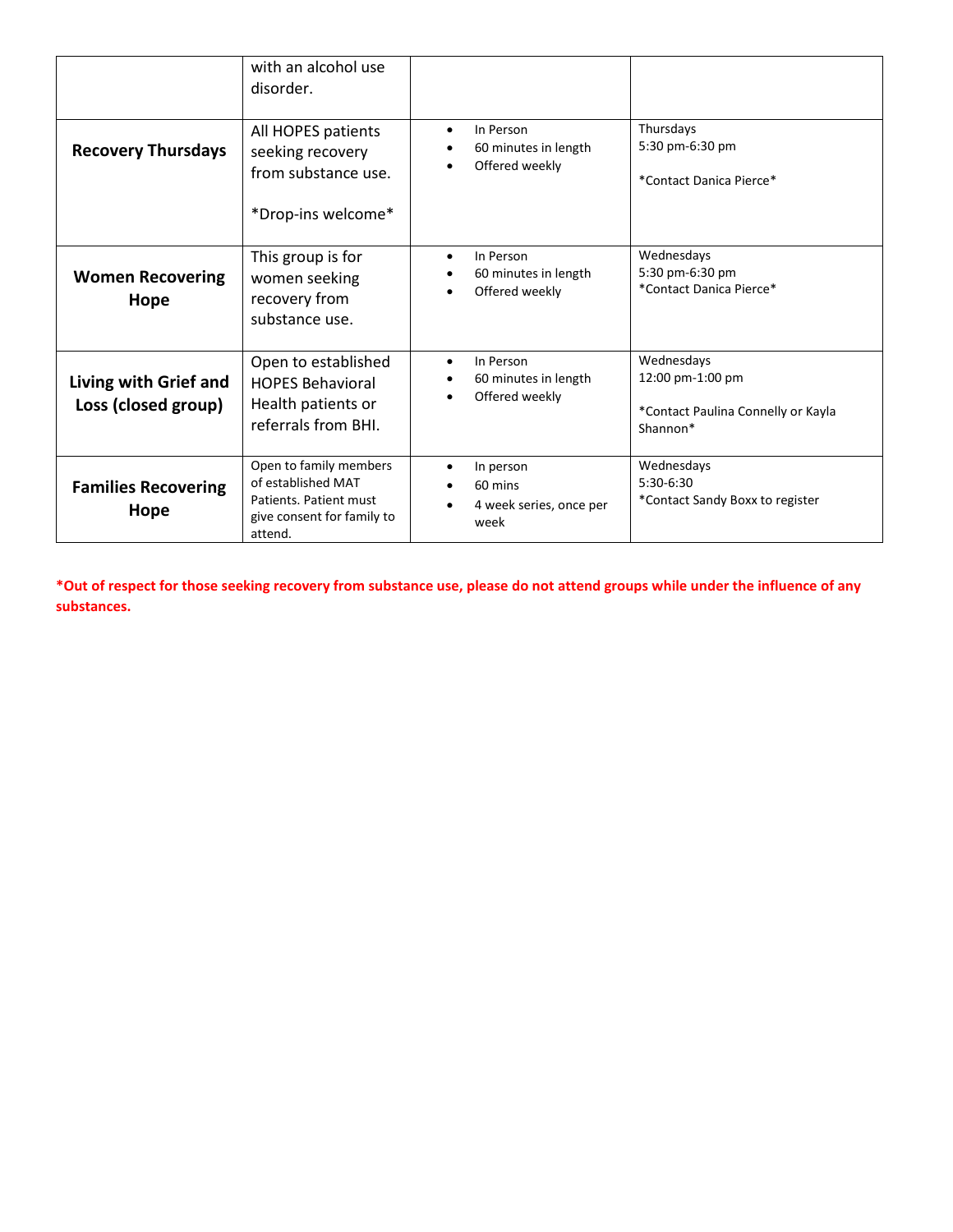| | | | |
|---|---|---|---|
| | with an alcohol use disorder. | | |
| **Recovery Thursdays** | All HOPES patients seeking recovery from substance use.<br><br>*Drop-ins welcome* | • In Person<br>• 60 minutes in length<br>• Offered weekly | Thursdays<br>5:30 pm-6:30 pm<br><br>*Contact Danica Pierce* |
| **Women Recovering Hope** | This group is for women seeking recovery from substance use. | • In Person<br>• 60 minutes in length<br>• Offered weekly | Wednesdays<br>5:30 pm-6:30 pm<br>*Contact Danica Pierce* |
| **Living with Grief and Loss (closed group)** | Open to established HOPES Behavioral Health patients or referrals from BHI. | • In Person<br>• 60 minutes in length<br>• Offered weekly | Wednesdays<br>12:00 pm-1:00 pm<br><br>*Contact Paulina Connelly or Kayla Shannon* |
| **Families Recovering Hope** | Open to family members of established MAT Patients. Patient must give consent for family to attend. | • In person<br>• 60 mins<br>• 4 week series, once per week | Wednesdays<br>5:30-6:30<br>*Contact Sandy Boxx to register |

**\*Out of respect for those seeking recovery from substance use, please do not attend groups while under the influence of any substances.**